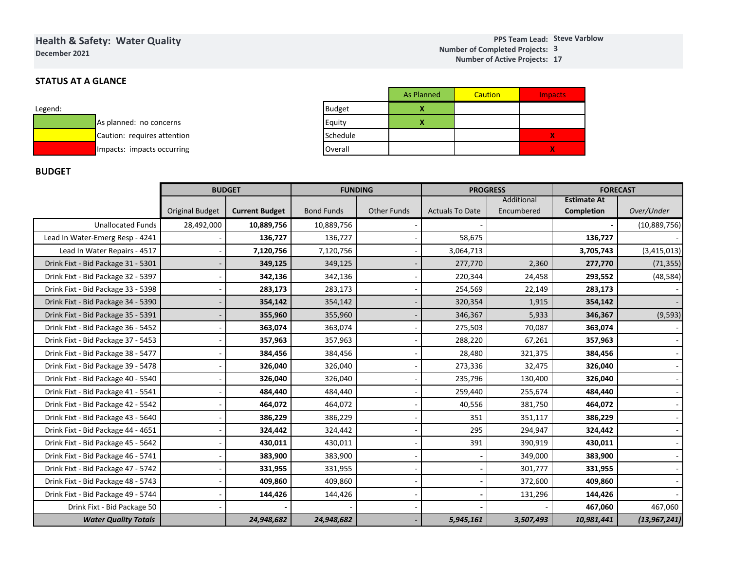## Health & Safety: Water Quality

**December 2021**

**PPS Team Lead:** Steve Varblow
**Number of Completed Projects:** 3
**Number of Active Projects:** 17

### STATUS AT A GLANCE

Legend:

- Green — As planned: no concerns
- Yellow — Caution: requires attention
- Red — Impacts: impacts occurring

| | As Planned | Caution | Impacts |
|---|---|---|---|
| Budget | X | | |
| Equity | X | | |
| Schedule | | | X |
| Overall | | | X |

### BUDGET

| | BUDGET | | FUNDING | | PROGRESS | | FORECAST | |
|---|---|---|---|---|---|---|---|---|
| | Original Budget | **Current Budget** | Bond Funds | Other Funds | Actuals To Date | Additional Encumbered | **Estimate At Completion** | *Over/Under* |
| Unallocated Funds | 28,492,000 | **10,889,756** | 10,889,756 | - | - | | **-** | (10,889,756) |
| Lead In Water-Emerg Resp - 4241 | - | **136,727** | 136,727 | - | 58,675 | | **136,727** | - |
| Lead In Water Repairs - 4517 | - | **7,120,756** | 7,120,756 | - | 3,064,713 | | **3,705,743** | (3,415,013) |
| Drink Fixt - Bid Package 31 - 5301 | - | **349,125** | 349,125 | - | 277,770 | 2,360 | **277,770** | (71,355) |
| Drink Fixt - Bid Package 32 - 5397 | - | **342,136** | 342,136 | - | 220,344 | 24,458 | **293,552** | (48,584) |
| Drink Fixt - Bid Package 33 - 5398 | - | **283,173** | 283,173 | - | 254,569 | 22,149 | **283,173** | - |
| Drink Fixt - Bid Package 34 - 5390 | - | **354,142** | 354,142 | - | 320,354 | 1,915 | **354,142** | - |
| Drink Fixt - Bid Package 35 - 5391 | - | **355,960** | 355,960 | - | 346,367 | 5,933 | **346,367** | (9,593) |
| Drink Fixt - Bid Package 36 - 5452 | - | **363,074** | 363,074 | - | 275,503 | 70,087 | **363,074** | - |
| Drink Fixt - Bid Package 37 - 5453 | - | **357,963** | 357,963 | - | 288,220 | 67,261 | **357,963** | - |
| Drink Fixt - Bid Package 38 - 5477 | - | **384,456** | 384,456 | - | 28,480 | 321,375 | **384,456** | - |
| Drink Fixt - Bid Package 39 - 5478 | - | **326,040** | 326,040 | - | 273,336 | 32,475 | **326,040** | - |
| Drink Fixt - Bid Package 40 - 5540 | - | **326,040** | 326,040 | - | 235,796 | 130,400 | **326,040** | - |
| Drink Fixt - Bid Package 41 - 5541 | - | **484,440** | 484,440 | - | 259,440 | 255,674 | **484,440** | - |
| Drink Fixt - Bid Package 42 - 5542 | - | **464,072** | 464,072 | - | 40,556 | 381,750 | **464,072** | - |
| Drink Fixt - Bid Package 43 - 5640 | - | **386,229** | 386,229 | - | 351 | 351,117 | **386,229** | - |
| Drink Fixt - Bid Package 44 - 4651 | - | **324,442** | 324,442 | - | 295 | 294,947 | **324,442** | - |
| Drink Fixt - Bid Package 45 - 5642 | - | **430,011** | 430,011 | - | 391 | 390,919 | **430,011** | - |
| Drink Fixt - Bid Package 46 - 5741 | - | **383,900** | 383,900 | - | **-** | 349,000 | **383,900** | - |
| Drink Fixt - Bid Package 47 - 5742 | - | **331,955** | 331,955 | - | **-** | 301,777 | **331,955** | - |
| Drink Fixt - Bid Package 48 - 5743 | - | **409,860** | 409,860 | - | **-** | 372,600 | **409,860** | - |
| Drink Fixt - Bid Package 49 - 5744 | - | **144,426** | 144,426 | - | **-** | 131,296 | **144,426** | - |
| Drink Fixt - Bid Package 50 | - | **-** | - | - | **-** | - | **467,060** | 467,060 |
| ***Water Quality Totals*** | | ***24,948,682*** | ***24,948,682*** | ***-*** | ***5,945,161*** | ***3,507,493*** | ***10,981,441*** | ***(13,967,241)*** |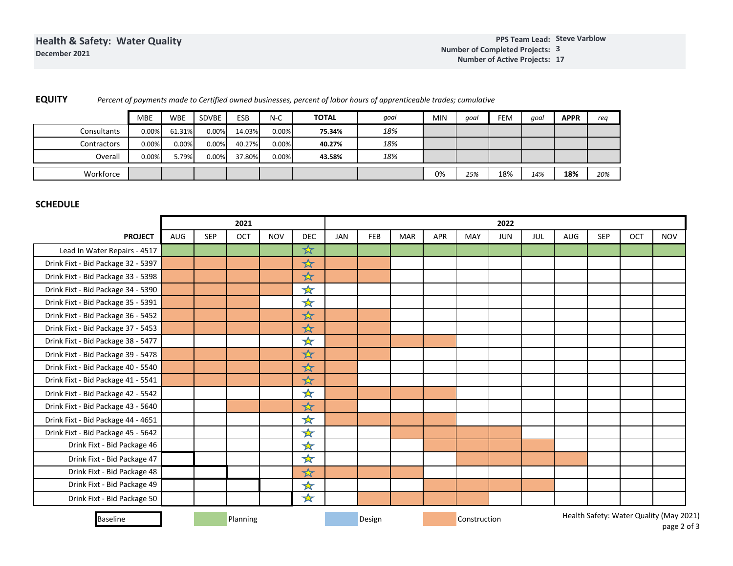# Health & Safety: Water Quality

**December 2021**

**PPS Team Lead:** Steve Varblow
**Number of Completed Projects:** 3
**Number of Active Projects:** 17

## EQUITY

*Percent of payments made to Certified owned businesses, percent of labor hours of apprenticeable trades; cumulative*

| | MBE | WBE | SDVBE | ESB | N-C | TOTAL | *goal* | MIN | *goal* | FEM | *goal* | APPR | *req* |
|---|---|---|---|---|---|---|---|---|---|---|---|---|---|
| Consultants | 0.00% | 61.31% | 0.00% | 14.03% | 0.00% | **75.34%** | *18%* | | | | | | |
| Contractors | 0.00% | 0.00% | 0.00% | 40.27% | 0.00% | **40.27%** | *18%* | | | | | | |
| Overall | 0.00% | 5.79% | 0.00% | 37.80% | 0.00% | **43.58%** | *18%* | | | | | | |
| Workforce | | | | | | | | 0% | *25%* | 18% | *14%* | **18%** | *20%* |

## SCHEDULE

| PROJECT | 2021 AUG | SEP | OCT | NOV | DEC | 2022 JAN | FEB | MAR | APR | MAY | JUN | JUL | AUG | SEP | OCT | NOV |
|---|---|---|---|---|---|---|---|---|---|---|---|---|---|---|---|---|
| Lead In Water Repairs - 4517 | Planning | Planning | Planning | Planning | ☆ Planning | Planning | Planning | Planning | Planning | Planning | Planning | Planning | Planning | Planning | Planning | Planning |
| Drink Fixt - Bid Package 32 - 5397 | Construction | Construction | Construction | Construction | ☆ Construction | Construction | Construction | | | | | | | | | |
| Drink Fixt - Bid Package 33 - 5398 | Construction | Construction | Construction | Construction | ☆ Construction | Construction | Construction | | | | | | | | | |
| Drink Fixt - Bid Package 34 - 5390 | Construction | Construction | Construction | Construction | ☆ | | | | | | | | | | | |
| Drink Fixt - Bid Package 35 - 5391 | Construction | Construction | Construction | | ☆ | | | | | | | | | | | |
| Drink Fixt - Bid Package 36 - 5452 | Construction | Construction | Construction | Construction | ☆ Construction | Construction | Construction | | | | | | | | | |
| Drink Fixt - Bid Package 37 - 5453 | Construction | Construction | Construction | Construction | ☆ Construction | Construction | Construction | | | | | | | | | |
| Drink Fixt - Bid Package 38 - 5477 | | | | | ☆ | Construction | Construction | Construction | Construction | | | | | | | |
| Drink Fixt - Bid Package 39 - 5478 | Construction | Construction | Construction | Construction | ☆ Construction | Construction | Construction | | | | | | | | | |
| Drink Fixt - Bid Package 40 - 5540 | Construction | Construction | Construction | Construction | ☆ Construction | Construction | | | | | | | | | | |
| Drink Fixt - Bid Package 41 - 5541 | Construction | Construction | Construction | Construction | ☆ Construction | Construction | | | | | | | | | | |
| Drink Fixt - Bid Package 42 - 5542 | | | | | ☆ | Construction | Construction | Construction | Construction | | | | | | | |
| Drink Fixt - Bid Package 43 - 5640 | | | Construction | Construction | ☆ Construction | Construction | | | | | | | | | | |
| Drink Fixt - Bid Package 44 - 4651 | | | | | ☆ | Construction | Construction | Construction | Construction | | | | | | | |
| Drink Fixt - Bid Package 45 - 5642 | | | | | ☆ | | | Construction | Construction | Construction | Construction | | | | | |
| Drink Fixt - Bid Package 46 | | | | | ☆ | | | | Construction | Construction | Construction | Construction | | | | |
| Drink Fixt - Bid Package 47 | Baseline | | | | ☆ | | | | | Construction | Construction | Construction | Construction | | | |
| Drink Fixt - Bid Package 48 | Baseline | Baseline | | | ☆ Construction | Construction | Construction | Construction | | | | | | | | |
| Drink Fixt - Bid Package 49 | Baseline | Baseline | Baseline | | ☆ | | | | Construction | Construction | Construction | Construction | | | | |
| Drink Fixt - Bid Package 50 | Baseline | Baseline | Baseline | Baseline | ☆ | | Construction | Construction | Construction | Construction | | | | | | |

Legend: Baseline | Planning | Design | Construction

Health Safety: Water Quality (May 2021)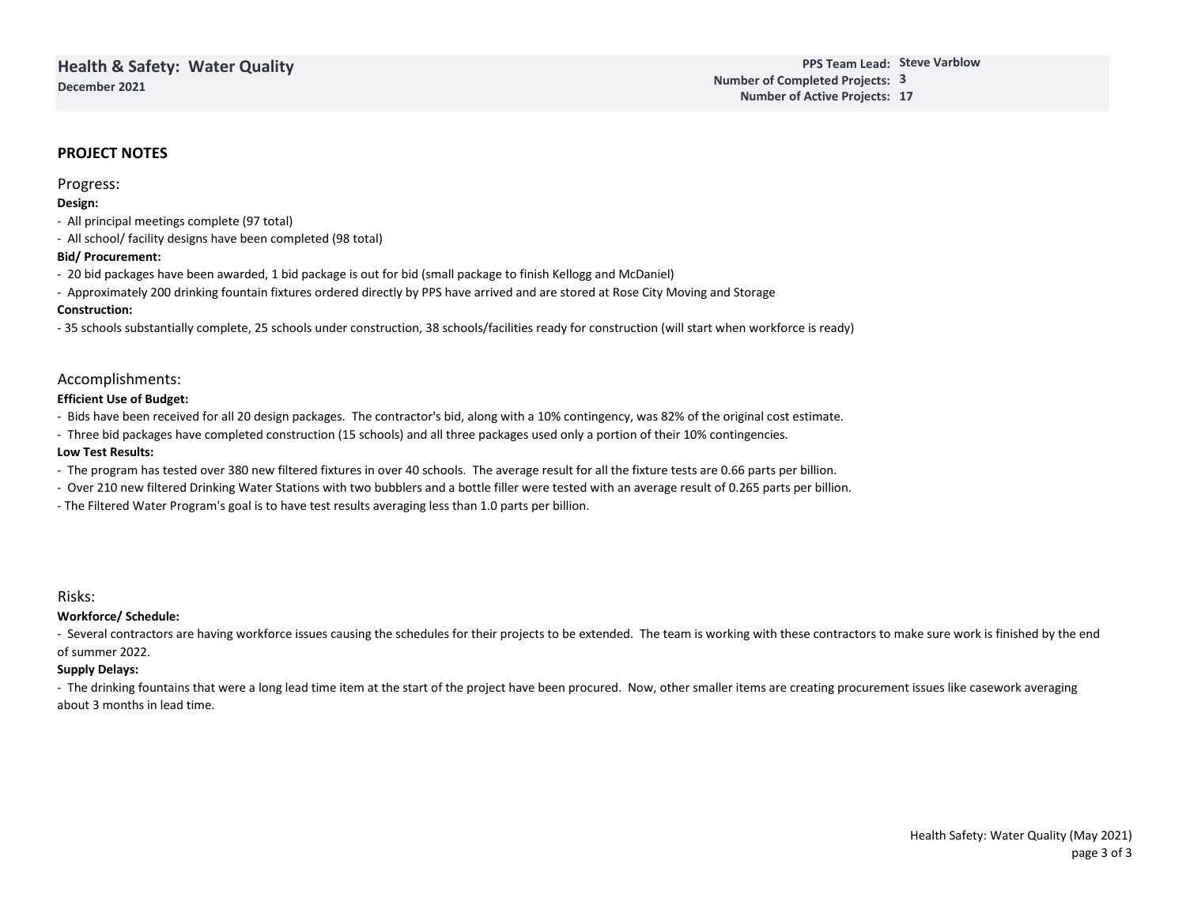## Health & Safety: Water Quality

**December 2021**

**PPS Team Lead:** Steve Varblow
**Number of Completed Projects:** 3
**Number of Active Projects:** 17

### PROJECT NOTES

#### Progress:

**Design:**

- All principal meetings complete (97 total)
- All school/ facility designs have been completed (98 total)

**Bid/ Procurement:**

- 20 bid packages have been awarded, 1 bid package is out for bid (small package to finish Kellogg and McDaniel)
- Approximately 200 drinking fountain fixtures ordered directly by PPS have arrived and are stored at Rose City Moving and Storage

**Construction:**

- 35 schools substantially complete, 25 schools under construction, 38 schools/facilities ready for construction (will start when workforce is ready)

#### Accomplishments:

**Efficient Use of Budget:**

- Bids have been received for all 20 design packages. The contractor's bid, along with a 10% contingency, was 82% of the original cost estimate.
- Three bid packages have completed construction (15 schools) and all three packages used only a portion of their 10% contingencies.

**Low Test Results:**

- The program has tested over 380 new filtered fixtures in over 40 schools. The average result for all the fixture tests are 0.66 parts per billion.
- Over 210 new filtered Drinking Water Stations with two bubblers and a bottle filler were tested with an average result of 0.265 parts per billion.
- The Filtered Water Program's goal is to have test results averaging less than 1.0 parts per billion.

#### Risks:

**Workforce/ Schedule:**

- Several contractors are having workforce issues causing the schedules for their projects to be extended. The team is working with these contractors to make sure work is finished by the end of summer 2022.

**Supply Delays:**

- The drinking fountains that were a long lead time item at the start of the project have been procured. Now, other smaller items are creating procurement issues like casework averaging about 3 months in lead time.